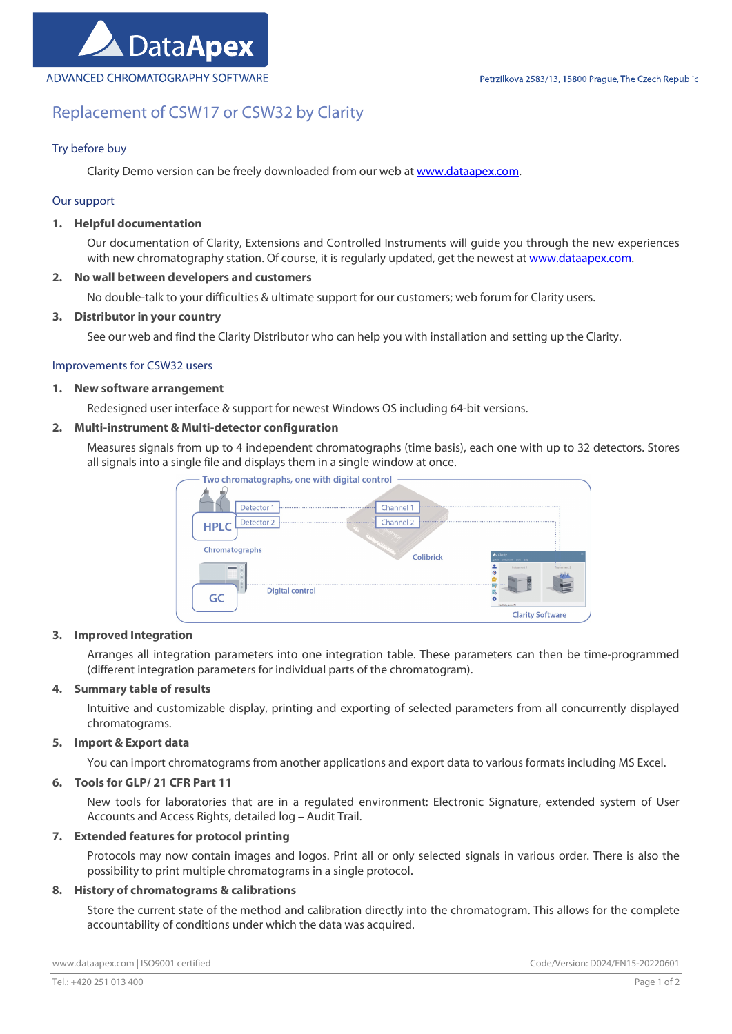# Replacement of CSW17 or CSW32 by Clarity

## Try before buy

Clarity Demo version can be freely downloaded from our web at [www.dataapex.com](http://www.dataapex.com).

## Our support

1. **Helpful documentation**

   Our documentation of Clarity, Extensions and Controlled Instruments will guide you through the new experiences with new chromatography station. Of course, it is regularly updated, get the newest at [www.dataapex.com](http://www.dataapex.com).

2. **No wall between developers and customers**

   No double-talk to your difficulties & ultimate support for our customers; web forum for Clarity users.

3. **Distributor in your country**

   See our web and find the Clarity Distributor who can help you with installation and setting up the Clarity.

## Improvements for CSW32 users

1. **New software arrangement**

   Redesigned user interface & support for newest Windows OS including 64-bit versions.

2. **Multi-instrument & Multi-detector configuration**

   Measures signals from up to 4 independent chromatographs (time basis), each one with up to 32 detectors. Stores all signals into a single file and displays them in a single window at once.

   Two chromatographs, one with digital control

3. **Improved Integration**

   Arranges all integration parameters into one integration table. These parameters can then be time-programmed (different integration parameters for individual parts of the chromatogram).

4. **Summary table of results**

   Intuitive and customizable display, printing and exporting of selected parameters from all concurrently displayed chromatograms.

5. **Import & Export data**

   You can import chromatograms from another applications and export data to various formats including MS Excel.

6. **Tools for GLP/ 21 CFR Part 11**

   New tools for laboratories that are in a regulated environment: Electronic Signature, extended system of User Accounts and Access Rights, detailed log – Audit Trail.

7. **Extended features for protocol printing**

   Protocols may now contain images and logos. Print all or only selected signals in various order. There is also the possibility to print multiple chromatograms in a single protocol.

8. **History of chromatograms & calibrations**

   Store the current state of the method and calibration directly into the chromatogram. This allows for the complete accountability of conditions under which the data was acquired.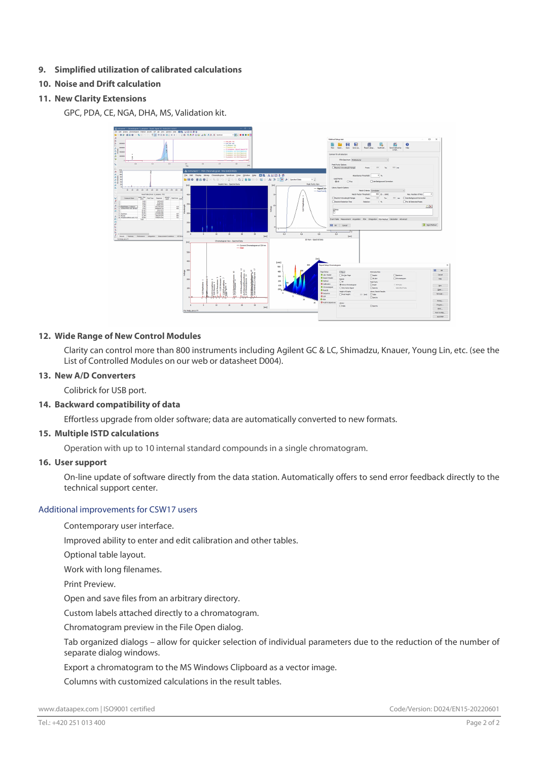9. **Simplified utilization of calibrated calculations**
10. **Noise and Drift calculation**
11. **New Clarity Extensions**

    GPC, PDA, CE, NGA, DHA, MS, Validation kit.

12. **Wide Range of New Control Modules**

    Clarity can control more than 800 instruments including Agilent GC & LC, Shimadzu, Knauer, Young Lin, etc. (see the List of Controlled Modules on our web or datasheet D004).

13. **New A/D Converters**

    Colibrick for USB port.

14. **Backward compatibility of data**

    Effortless upgrade from older software; data are automatically converted to new formats.

15. **Multiple ISTD calculations**

    Operation with up to 10 internal standard compounds in a single chromatogram.

16. **User support**

    On-line update of software directly from the data station. Automatically offers to send error feedback directly to the technical support center.

## Additional improvements for CSW17 users

Contemporary user interface.

Improved ability to enter and edit calibration and other tables.

Optional table layout.

Work with long filenames.

Print Preview.

Open and save files from an arbitrary directory.

Custom labels attached directly to a chromatogram.

Chromatogram preview in the File Open dialog.

Tab organized dialogs – allow for quicker selection of individual parameters due to the reduction of the number of separate dialog windows.

Export a chromatogram to the MS Windows Clipboard as a vector image.

Columns with customized calculations in the result tables.

www.dataapex.com | ISO9001 certified
Code/Version: D024/EN15-20220601
Tel.: +420 251 013 400